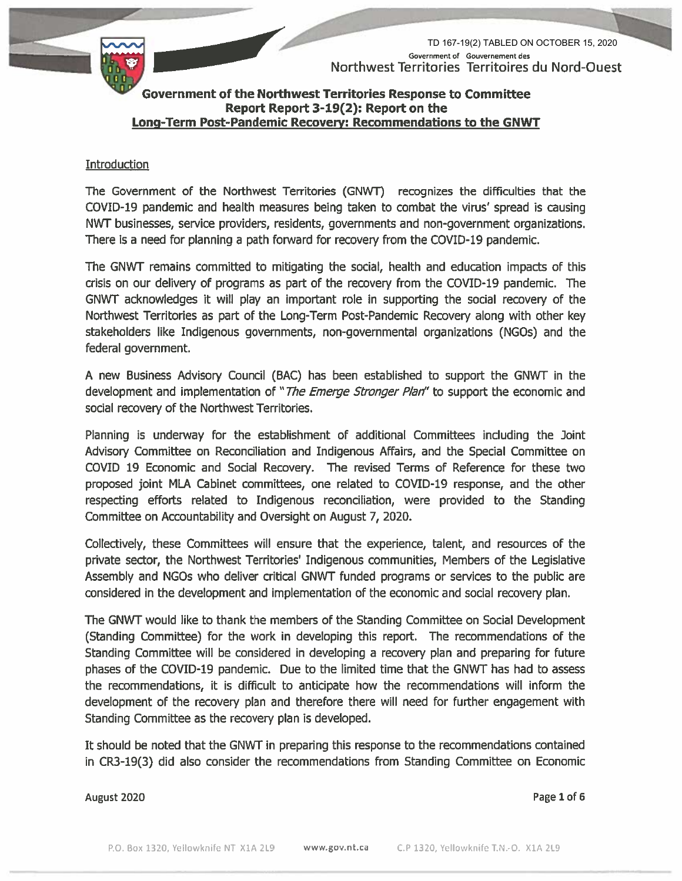TD 167-19(2) TABLED ON OCTOBER 15, 2020

Government of Gouvernement des
Northwest Territories Territoires du Nord-Ouest

# Government of the Northwest Territories Response to Committee Report Report 3-19(2): Report on the Long-Term Post-Pandemic Recovery: Recommendations to the GNWT

## Introduction

The Government of the Northwest Territories (GNWT) recognizes the difficulties that the COVID-19 pandemic and health measures being taken to combat the virus' spread is causing NWT businesses, service providers, residents, governments and non-government organizations. There is a need for planning a path forward for recovery from the COVID-19 pandemic.

The GNWT remains committed to mitigating the social, health and education impacts of this crisis on our delivery of programs as part of the recovery from the COVID-19 pandemic. The GNWT acknowledges it will play an important role in supporting the social recovery of the Northwest Territories as part of the Long-Term Post-Pandemic Recovery along with other key stakeholders like Indigenous governments, non-governmental organizations (NGOs) and the federal government.

A new Business Advisory Council (BAC) has been established to support the GNWT in the development and implementation of "*The Emerge Stronger Plan*" to support the economic and social recovery of the Northwest Territories.

Planning is underway for the establishment of additional Committees including the Joint Advisory Committee on Reconciliation and Indigenous Affairs, and the Special Committee on COVID 19 Economic and Social Recovery. The revised Terms of Reference for these two proposed joint MLA Cabinet committees, one related to COVID-19 response, and the other respecting efforts related to Indigenous reconciliation, were provided to the Standing Committee on Accountability and Oversight on August 7, 2020.

Collectively, these Committees will ensure that the experience, talent, and resources of the private sector, the Northwest Territories' Indigenous communities, Members of the Legislative Assembly and NGOs who deliver critical GNWT funded programs or services to the public are considered in the development and implementation of the economic and social recovery plan.

The GNWT would like to thank the members of the Standing Committee on Social Development (Standing Committee) for the work in developing this report. The recommendations of the Standing Committee will be considered in developing a recovery plan and preparing for future phases of the COVID-19 pandemic. Due to the limited time that the GNWT has had to assess the recommendations, it is difficult to anticipate how the recommendations will inform the development of the recovery plan and therefore there will need for further engagement with Standing Committee as the recovery plan is developed.

It should be noted that the GNWT in preparing this response to the recommendations contained in CR3-19(3) did also consider the recommendations from Standing Committee on Economic

August 2020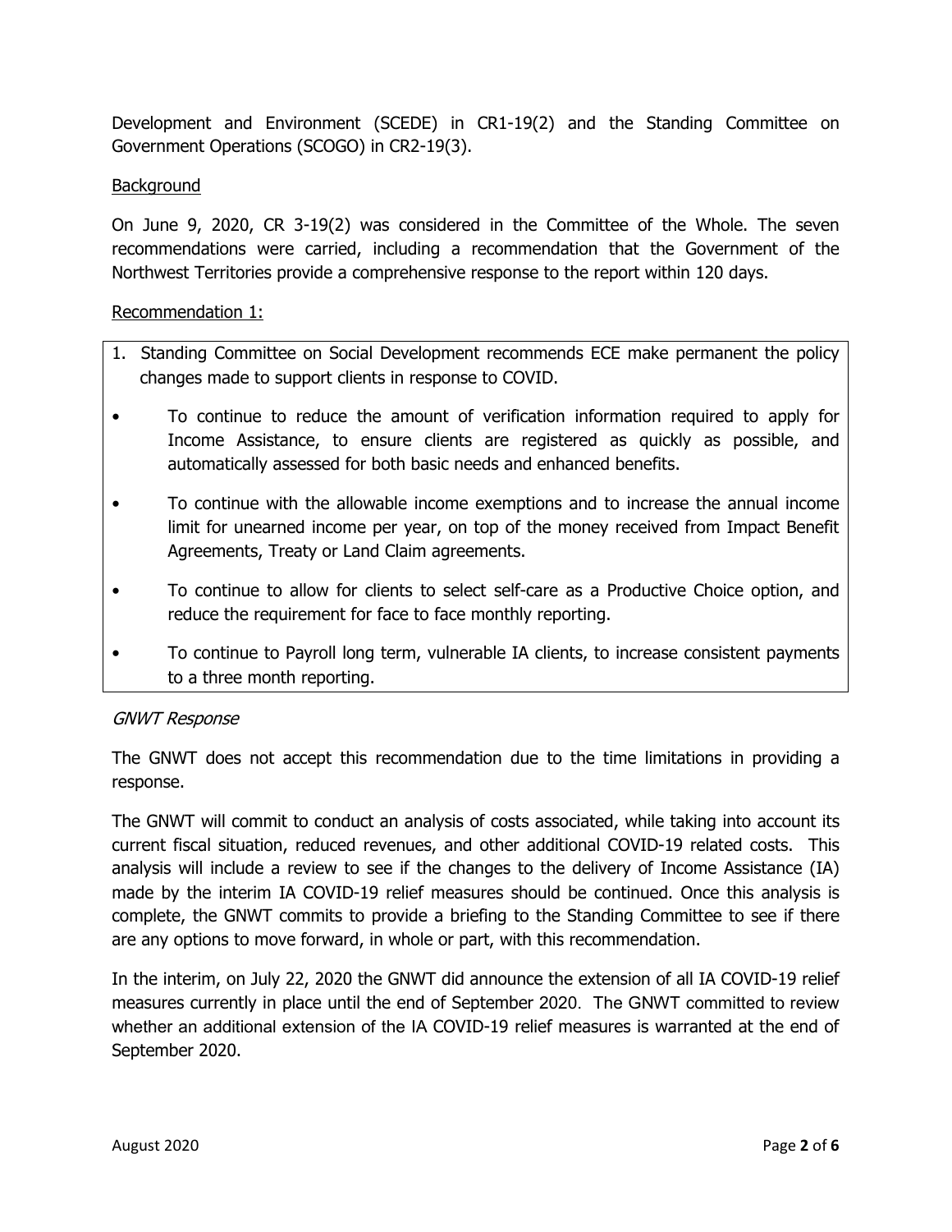Development and Environment (SCEDE) in CR1-19(2) and the Standing Committee on Government Operations (SCOGO) in CR2-19(3).

Background

On June 9, 2020, CR 3-19(2) was considered in the Committee of the Whole. The seven recommendations were carried, including a recommendation that the Government of the Northwest Territories provide a comprehensive response to the report within 120 days.

Recommendation 1:

1. Standing Committee on Social Development recommends ECE make permanent the policy changes made to support clients in response to COVID.

- To continue to reduce the amount of verification information required to apply for Income Assistance, to ensure clients are registered as quickly as possible, and automatically assessed for both basic needs and enhanced benefits.
- To continue with the allowable income exemptions and to increase the annual income limit for unearned income per year, on top of the money received from Impact Benefit Agreements, Treaty or Land Claim agreements.
- To continue to allow for clients to select self-care as a Productive Choice option, and reduce the requirement for face to face monthly reporting.
- To continue to Payroll long term, vulnerable IA clients, to increase consistent payments to a three month reporting.

*GNWT Response*

The GNWT does not accept this recommendation due to the time limitations in providing a response.

The GNWT will commit to conduct an analysis of costs associated, while taking into account its current fiscal situation, reduced revenues, and other additional COVID-19 related costs. This analysis will include a review to see if the changes to the delivery of Income Assistance (IA) made by the interim IA COVID-19 relief measures should be continued. Once this analysis is complete, the GNWT commits to provide a briefing to the Standing Committee to see if there are any options to move forward, in whole or part, with this recommendation.

In the interim, on July 22, 2020 the GNWT did announce the extension of all IA COVID-19 relief measures currently in place until the end of September 2020. The GNWT committed to review whether an additional extension of the IA COVID-19 relief measures is warranted at the end of September 2020.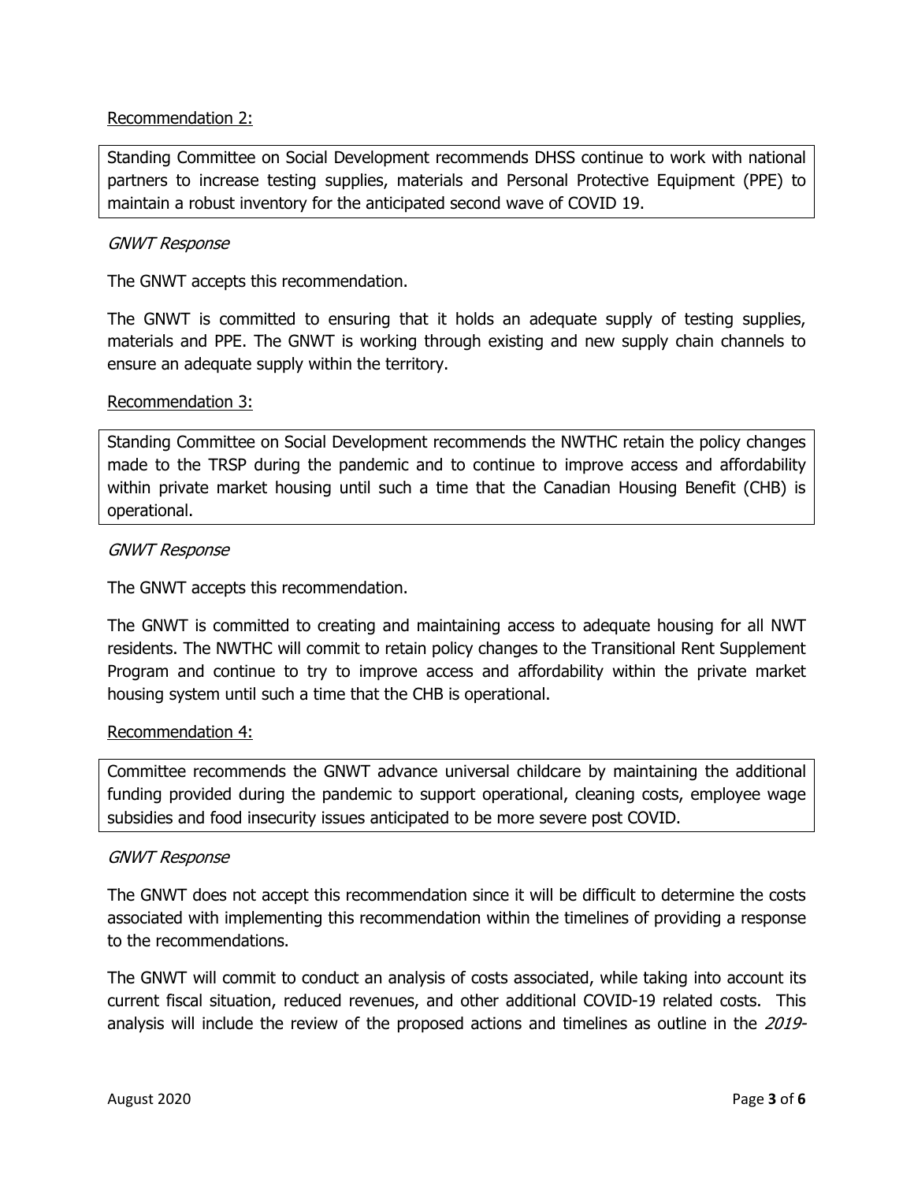Recommendation 2:

> Standing Committee on Social Development recommends DHSS continue to work with national partners to increase testing supplies, materials and Personal Protective Equipment (PPE) to maintain a robust inventory for the anticipated second wave of COVID 19.

*GNWT Response*

The GNWT accepts this recommendation.

The GNWT is committed to ensuring that it holds an adequate supply of testing supplies, materials and PPE. The GNWT is working through existing and new supply chain channels to ensure an adequate supply within the territory.

Recommendation 3:

> Standing Committee on Social Development recommends the NWTHC retain the policy changes made to the TRSP during the pandemic and to continue to improve access and affordability within private market housing until such a time that the Canadian Housing Benefit (CHB) is operational.

*GNWT Response*

The GNWT accepts this recommendation.

The GNWT is committed to creating and maintaining access to adequate housing for all NWT residents. The NWTHC will commit to retain policy changes to the Transitional Rent Supplement Program and continue to try to improve access and affordability within the private market housing system until such a time that the CHB is operational.

Recommendation 4:

> Committee recommends the GNWT advance universal childcare by maintaining the additional funding provided during the pandemic to support operational, cleaning costs, employee wage subsidies and food insecurity issues anticipated to be more severe post COVID.

*GNWT Response*

The GNWT does not accept this recommendation since it will be difficult to determine the costs associated with implementing this recommendation within the timelines of providing a response to the recommendations.

The GNWT will commit to conduct an analysis of costs associated, while taking into account its current fiscal situation, reduced revenues, and other additional COVID-19 related costs. This analysis will include the review of the proposed actions and timelines as outline in the *2019-*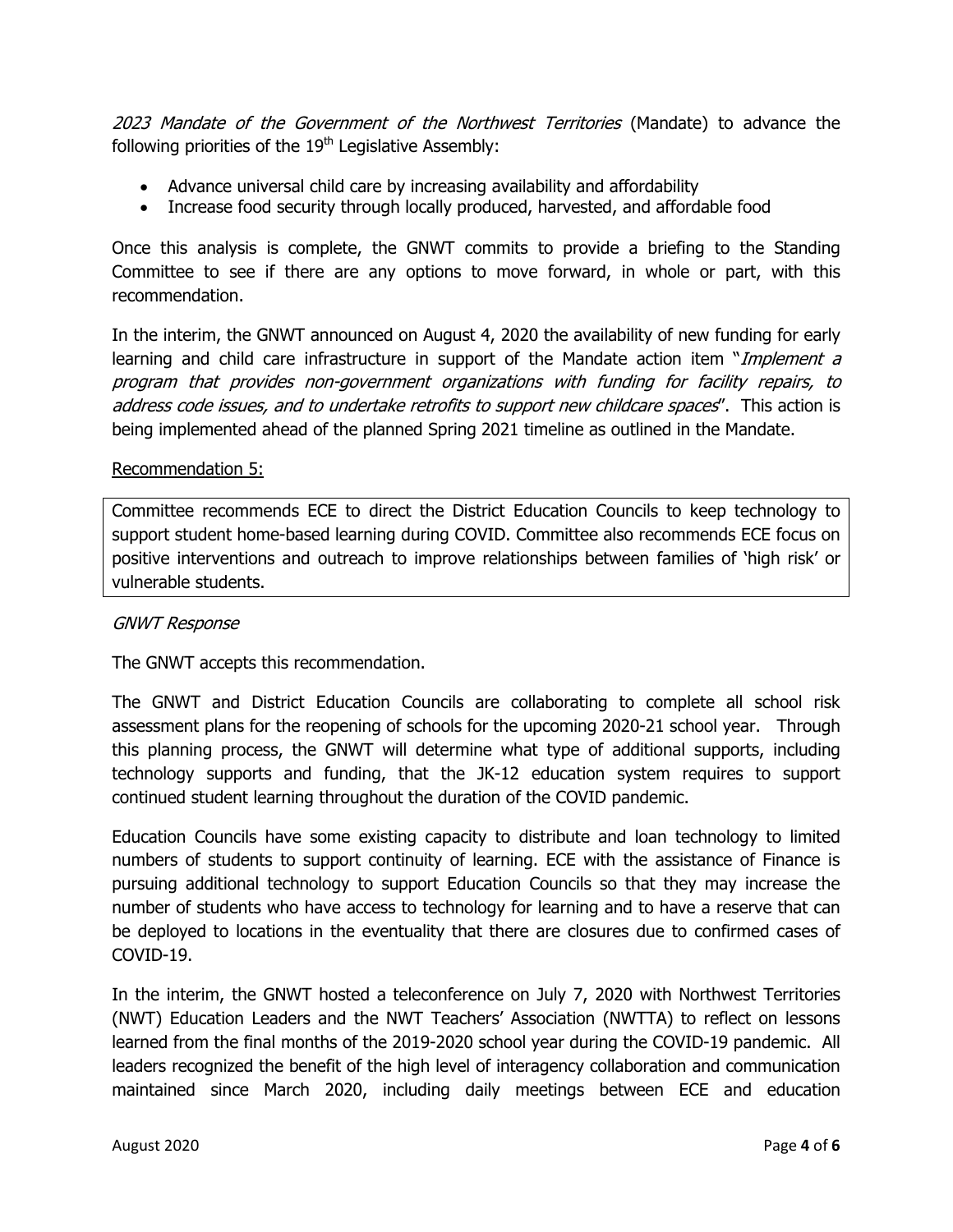*2023 Mandate of the Government of the Northwest Territories* (Mandate) to advance the following priorities of the 19th Legislative Assembly:

- Advance universal child care by increasing availability and affordability
- Increase food security through locally produced, harvested, and affordable food

Once this analysis is complete, the GNWT commits to provide a briefing to the Standing Committee to see if there are any options to move forward, in whole or part, with this recommendation.

In the interim, the GNWT announced on August 4, 2020 the availability of new funding for early learning and child care infrastructure in support of the Mandate action item "*Implement a program that provides non-government organizations with funding for facility repairs, to address code issues, and to undertake retrofits to support new childcare spaces*". This action is being implemented ahead of the planned Spring 2021 timeline as outlined in the Mandate.

Recommendation 5:

| Committee recommends ECE to direct the District Education Councils to keep technology to support student home-based learning during COVID. Committee also recommends ECE focus on positive interventions and outreach to improve relationships between families of 'high risk' or vulnerable students. |
| --- |

*GNWT Response*

The GNWT accepts this recommendation.

The GNWT and District Education Councils are collaborating to complete all school risk assessment plans for the reopening of schools for the upcoming 2020-21 school year. Through this planning process, the GNWT will determine what type of additional supports, including technology supports and funding, that the JK-12 education system requires to support continued student learning throughout the duration of the COVID pandemic.

Education Councils have some existing capacity to distribute and loan technology to limited numbers of students to support continuity of learning. ECE with the assistance of Finance is pursuing additional technology to support Education Councils so that they may increase the number of students who have access to technology for learning and to have a reserve that can be deployed to locations in the eventuality that there are closures due to confirmed cases of COVID-19.

In the interim, the GNWT hosted a teleconference on July 7, 2020 with Northwest Territories (NWT) Education Leaders and the NWT Teachers' Association (NWTTA) to reflect on lessons learned from the final months of the 2019-2020 school year during the COVID-19 pandemic. All leaders recognized the benefit of the high level of interagency collaboration and communication maintained since March 2020, including daily meetings between ECE and education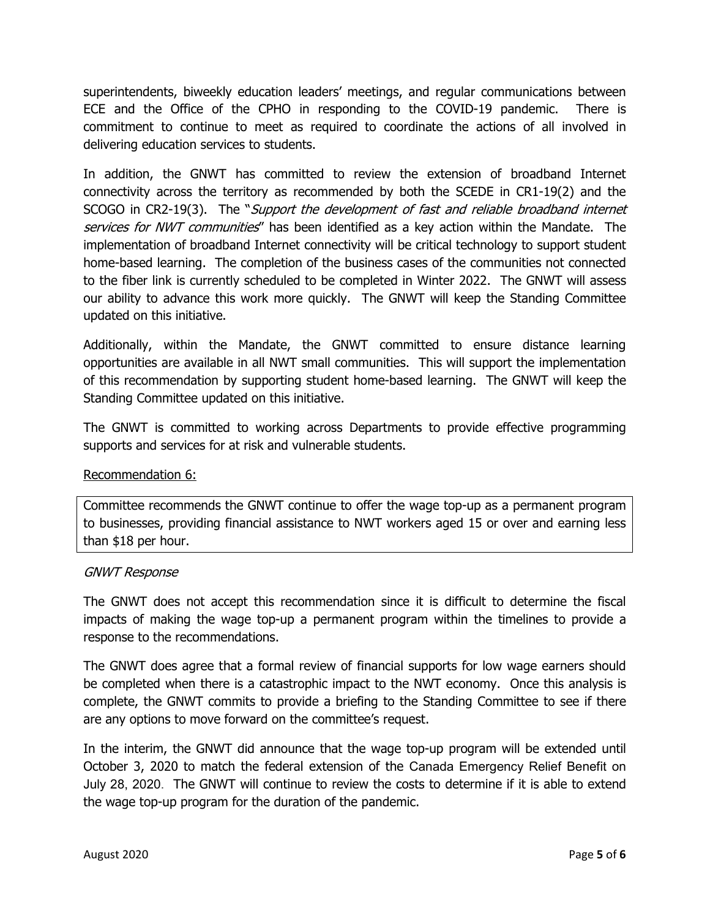superintendents, biweekly education leaders' meetings, and regular communications between ECE and the Office of the CPHO in responding to the COVID-19 pandemic. There is commitment to continue to meet as required to coordinate the actions of all involved in delivering education services to students.

In addition, the GNWT has committed to review the extension of broadband Internet connectivity across the territory as recommended by both the SCEDE in CR1-19(2) and the SCOGO in CR2-19(3). The "*Support the development of fast and reliable broadband internet services for NWT communities*" has been identified as a key action within the Mandate. The implementation of broadband Internet connectivity will be critical technology to support student home-based learning. The completion of the business cases of the communities not connected to the fiber link is currently scheduled to be completed in Winter 2022. The GNWT will assess our ability to advance this work more quickly. The GNWT will keep the Standing Committee updated on this initiative.

Additionally, within the Mandate, the GNWT committed to ensure distance learning opportunities are available in all NWT small communities. This will support the implementation of this recommendation by supporting student home-based learning. The GNWT will keep the Standing Committee updated on this initiative.

The GNWT is committed to working across Departments to provide effective programming supports and services for at risk and vulnerable students.

Recommendation 6:

> Committee recommends the GNWT continue to offer the wage top-up as a permanent program to businesses, providing financial assistance to NWT workers aged 15 or over and earning less than $18 per hour.

*GNWT Response*

The GNWT does not accept this recommendation since it is difficult to determine the fiscal impacts of making the wage top-up a permanent program within the timelines to provide a response to the recommendations.

The GNWT does agree that a formal review of financial supports for low wage earners should be completed when there is a catastrophic impact to the NWT economy. Once this analysis is complete, the GNWT commits to provide a briefing to the Standing Committee to see if there are any options to move forward on the committee's request.

In the interim, the GNWT did announce that the wage top-up program will be extended until October 3, 2020 to match the federal extension of the Canada Emergency Relief Benefit on July 28, 2020. The GNWT will continue to review the costs to determine if it is able to extend the wage top-up program for the duration of the pandemic.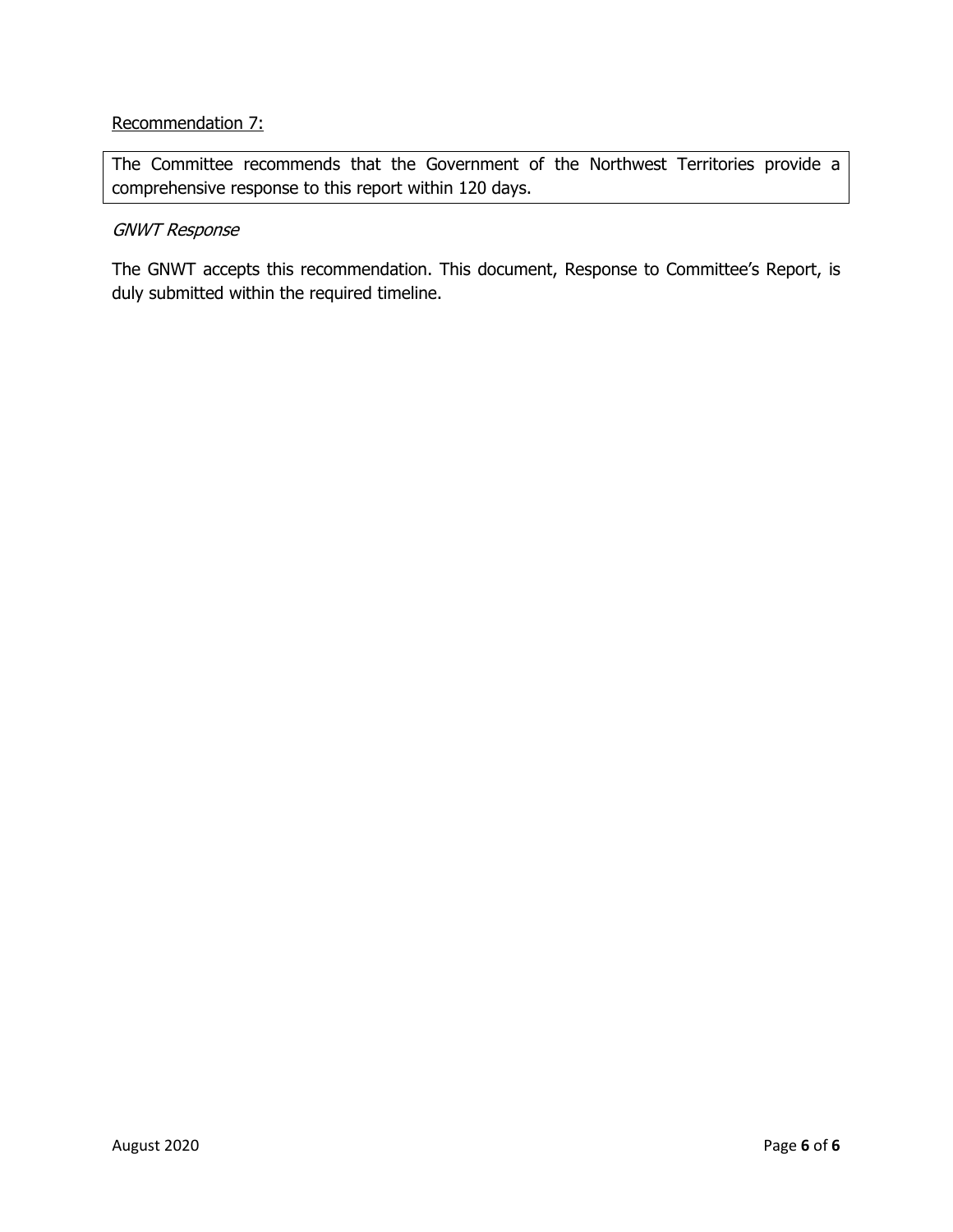Recommendation 7:

> The Committee recommends that the Government of the Northwest Territories provide a comprehensive response to this report within 120 days.

*GNWT Response*

The GNWT accepts this recommendation. This document, Response to Committee's Report, is duly submitted within the required timeline.